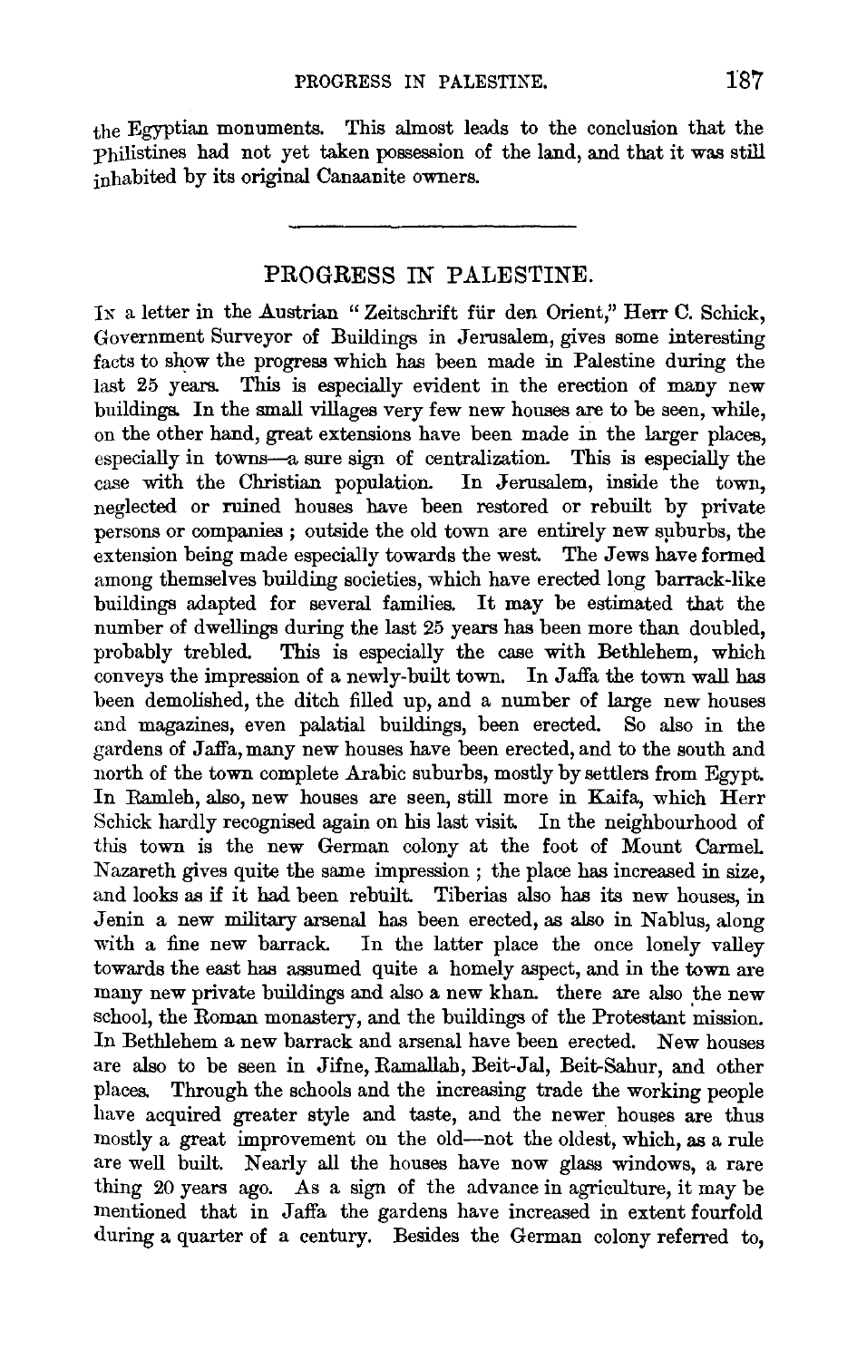the Egyptian monuments. This almost leads to the conclusion that the Philistines had not yet taken possession of the land, and that it was still inhabited by its original Canaanite owners.

---

## PROGRESS IN PALESTINE.

IN a letter in the Austrian "Zeitschrift für den Orient," Herr C. Schick, Government Surveyor of Buildings in Jerusalem, gives some interesting facts to show the progress which has been made in Palestine during the last 25 years. This is especially evident in the erection of many new buildings. In the small villages very few new houses are to be seen, while, on the other hand, great extensions have been made in the larger places, especially in towns—a sure sign of centralization. This is especially the case with the Christian population. In Jerusalem, inside the town, neglected or ruined houses have been restored or rebuilt by private persons or companies; outside the old town are entirely new suburbs, the extension being made especially towards the west. The Jews have formed among themselves building societies, which have erected long barrack-like buildings adapted for several families. It may be estimated that the number of dwellings during the last 25 years has been more than doubled, probably trebled. This is especially the case with Bethlehem, which conveys the impression of a newly-built town. In Jaffa the town wall has been demolished, the ditch filled up, and a number of large new houses and magazines, even palatial buildings, been erected. So also in the gardens of Jaffa, many new houses have been erected, and to the south and north of the town complete Arabic suburbs, mostly by settlers from Egypt. In Ramleh, also, new houses are seen, still more in Kaifa, which Herr Schick hardly recognised again on his last visit. In the neighbourhood of this town is the new German colony at the foot of Mount Carmel. Nazareth gives quite the same impression; the place has increased in size, and looks as if it had been rebuilt. Tiberias also has its new houses, in Jenin a new military arsenal has been erected, as also in Nablus, along with a fine new barrack. In the latter place the once lonely valley towards the east has assumed quite a homely aspect, and in the town are many new private buildings and also a new khan. there are also the new school, the Roman monastery, and the buildings of the Protestant mission. In Bethlehem a new barrack and arsenal have been erected. New houses are also to be seen in Jifne, Ramallah, Beit-Jal, Beit-Sahur, and other places. Through the schools and the increasing trade the working people have acquired greater style and taste, and the newer houses are thus mostly a great improvement on the old—not the oldest, which, as a rule are well built. Nearly all the houses have now glass windows, a rare thing 20 years ago. As a sign of the advance in agriculture, it may be mentioned that in Jaffa the gardens have increased in extent fourfold during a quarter of a century. Besides the German colony referred to,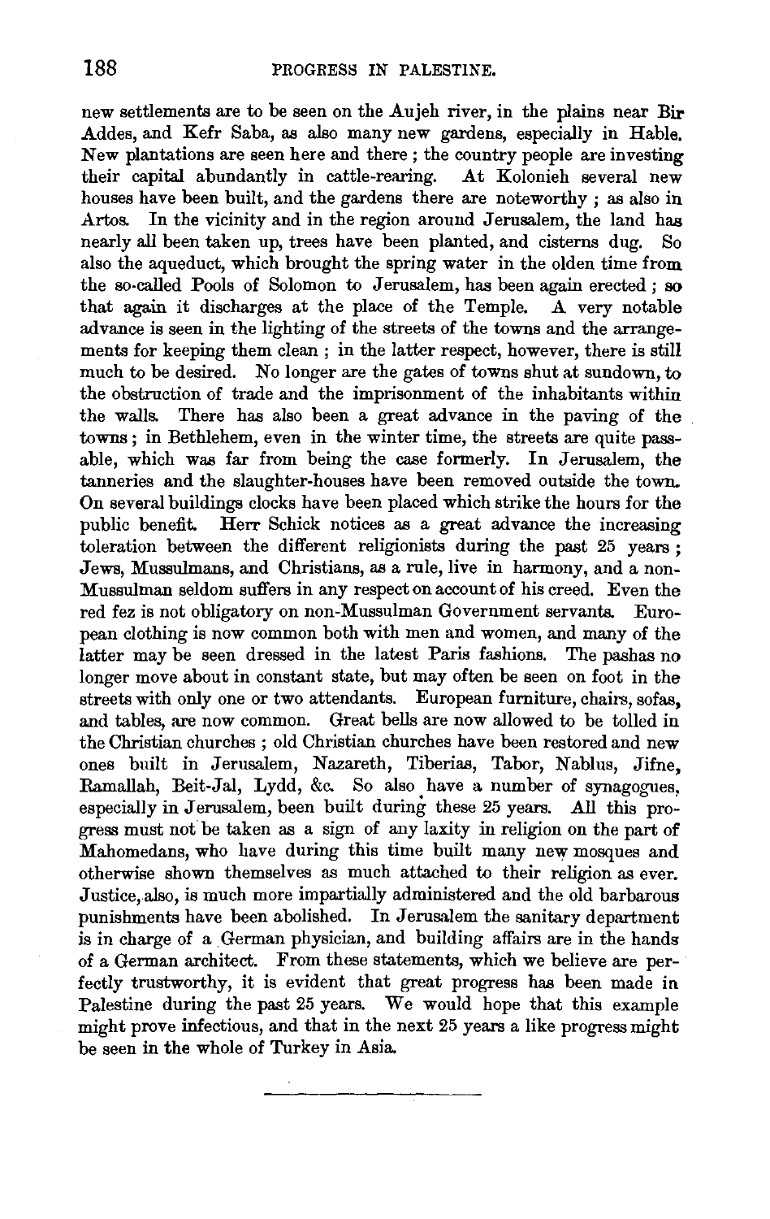new settlements are to be seen on the Aujeh river, in the plains near Bir Addes, and Kefr Saba, as also many new gardens, especially in Hable. New plantations are seen here and there; the country people are investing their capital abundantly in cattle-rearing. At Kolonieh several new houses have been built, and the gardens there are noteworthy; as also in Artos. In the vicinity and in the region around Jerusalem, the land has nearly all been taken up, trees have been planted, and cisterns dug. So also the aqueduct, which brought the spring water in the olden time from the so-called Pools of Solomon to Jerusalem, has been again erected; so that again it discharges at the place of the Temple. A very notable advance is seen in the lighting of the streets of the towns and the arrangements for keeping them clean; in the latter respect, however, there is still much to be desired. No longer are the gates of towns shut at sundown, to the obstruction of trade and the imprisonment of the inhabitants within the walls. There has also been a great advance in the paving of the towns; in Bethlehem, even in the winter time, the streets are quite passable, which was far from being the case formerly. In Jerusalem, the tanneries and the slaughter-houses have been removed outside the town. On several buildings clocks have been placed which strike the hours for the public benefit. Herr Schick notices as a great advance the increasing toleration between the different religionists during the past 25 years; Jews, Mussulmans, and Christians, as a rule, live in harmony, and a non-Mussulman seldom suffers in any respect on account of his creed. Even the red fez is not obligatory on non-Mussulman Government servants. European clothing is now common both with men and women, and many of the latter may be seen dressed in the latest Paris fashions. The pashas no longer move about in constant state, but may often be seen on foot in the streets with only one or two attendants. European furniture, chairs, sofas, and tables, are now common. Great bells are now allowed to be tolled in the Christian churches; old Christian churches have been restored and new ones built in Jerusalem, Nazareth, Tiberias, Tabor, Nablus, Jifne, Ramallah, Beit-Jal, Lydd, &c. So also have a number of synagogues, especially in Jerusalem, been built during these 25 years. All this progress must not be taken as a sign of any laxity in religion on the part of Mahomedans, who have during this time built many new mosques and otherwise shown themselves as much attached to their religion as ever. Justice, also, is much more impartially administered and the old barbarous punishments have been abolished. In Jerusalem the sanitary department is in charge of a German physician, and building affairs are in the hands of a German architect. From these statements, which we believe are perfectly trustworthy, it is evident that great progress has been made in Palestine during the past 25 years. We would hope that this example might prove infectious, and that in the next 25 years a like progress might be seen in the whole of Turkey in Asia.

---